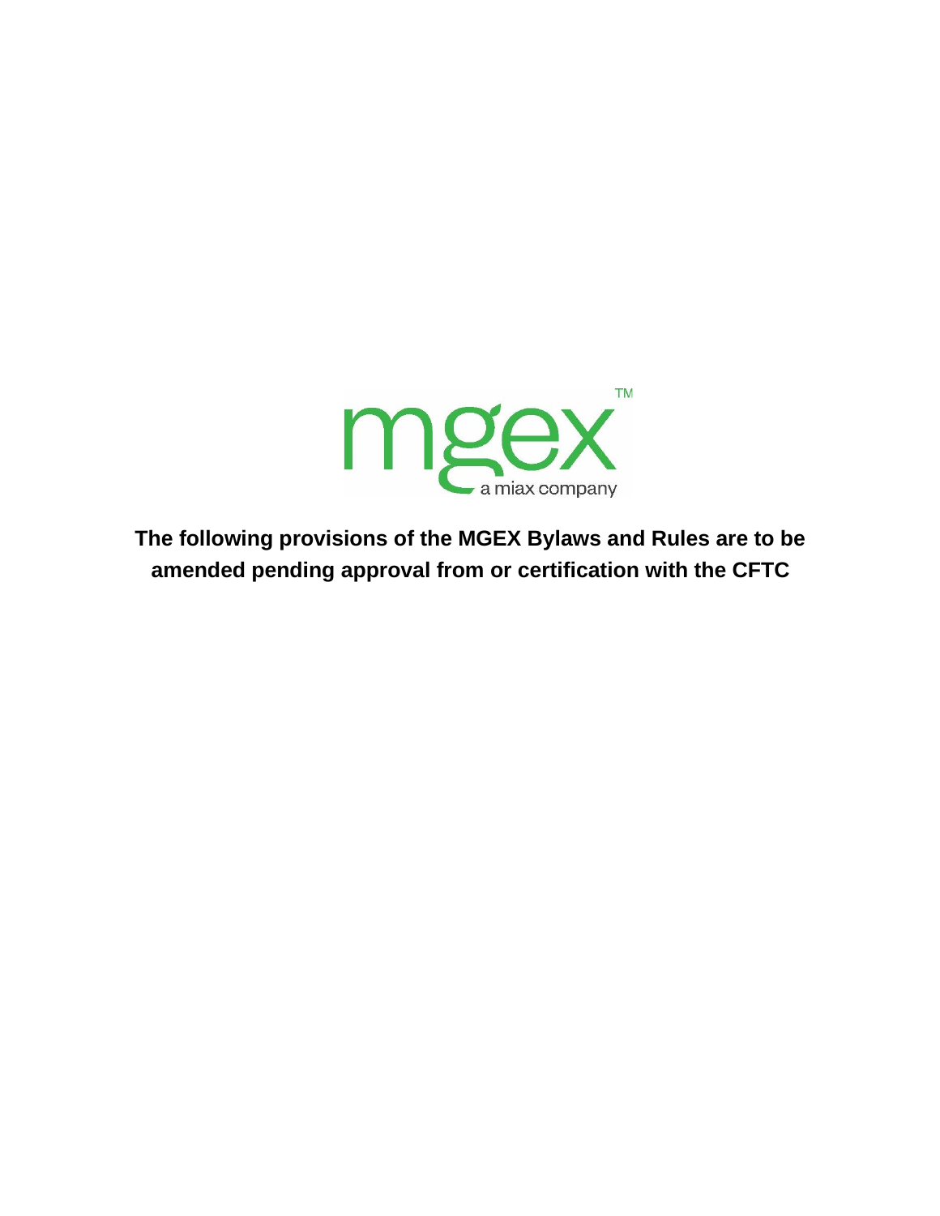mgex™

a miax company

**The following provisions of the MGEX Bylaws and Rules are to be amended pending approval from or certification with the CFTC**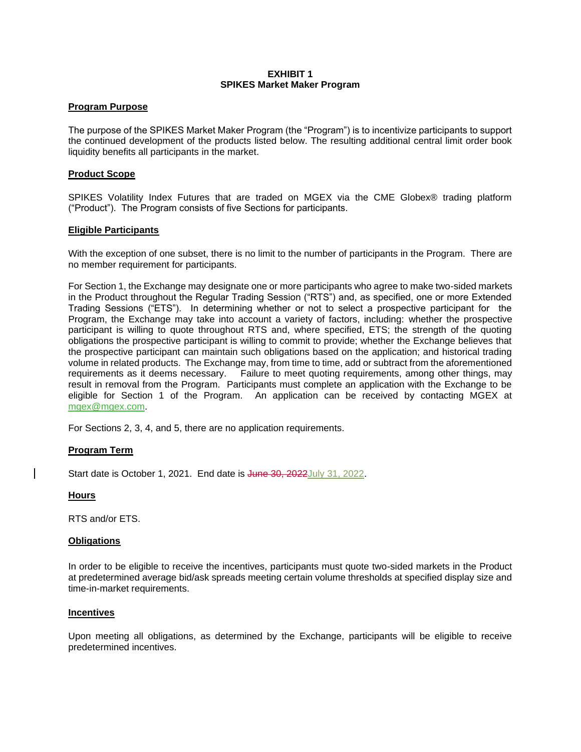**EXHIBIT 1**
**SPIKES Market Maker Program**

**Program Purpose**

The purpose of the SPIKES Market Maker Program (the "Program") is to incentivize participants to support the continued development of the products listed below. The resulting additional central limit order book liquidity benefits all participants in the market.

**Product Scope**

SPIKES Volatility Index Futures that are traded on MGEX via the CME Globex® trading platform ("Product"). The Program consists of five Sections for participants.

**Eligible Participants**

With the exception of one subset, there is no limit to the number of participants in the Program. There are no member requirement for participants.

For Section 1, the Exchange may designate one or more participants who agree to make two-sided markets in the Product throughout the Regular Trading Session ("RTS") and, as specified, one or more Extended Trading Sessions ("ETS"). In determining whether or not to select a prospective participant for the Program, the Exchange may take into account a variety of factors, including: whether the prospective participant is willing to quote throughout RTS and, where specified, ETS; the strength of the quoting obligations the prospective participant is willing to commit to provide; whether the Exchange believes that the prospective participant can maintain such obligations based on the application; and historical trading volume in related products. The Exchange may, from time to time, add or subtract from the aforementioned requirements as it deems necessary. Failure to meet quoting requirements, among other things, may result in removal from the Program. Participants must complete an application with the Exchange to be eligible for Section 1 of the Program. An application can be received by contacting MGEX at mgex@mgex.com.

For Sections 2, 3, 4, and 5, there are no application requirements.

**Program Term**

Start date is October 1, 2021. End date is ~~June 30, 2022~~July 31, 2022.

**Hours**

RTS and/or ETS.

**Obligations**

In order to be eligible to receive the incentives, participants must quote two-sided markets in the Product at predetermined average bid/ask spreads meeting certain volume thresholds at specified display size and time-in-market requirements.

**Incentives**

Upon meeting all obligations, as determined by the Exchange, participants will be eligible to receive predetermined incentives.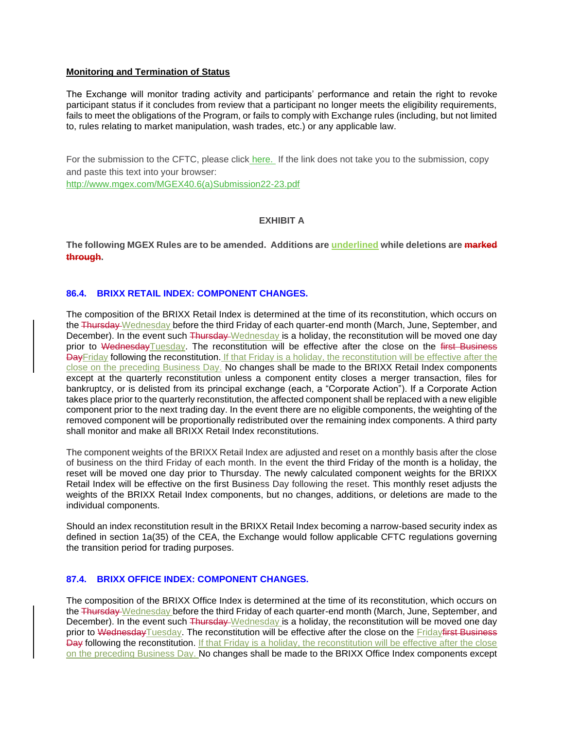**<u>Monitoring and Termination of Status</u>**

The Exchange will monitor trading activity and participants' performance and retain the right to revoke participant status if it concludes from review that a participant no longer meets the eligibility requirements, fails to meet the obligations of the Program, or fails to comply with Exchange rules (including, but not limited to, rules relating to market manipulation, wash trades, etc.) or any applicable law.

For the submission to the CFTC, please click [here.](http://www.mgex.com/MGEX40.6(a)Submission22-23.pdf) If the link does not take you to the submission, copy and paste this text into your browser: http://www.mgex.com/MGEX40.6(a)Submission22-23.pdf

**EXHIBIT A**

**The following MGEX Rules are to be amended. Additions are <u>underlined</u> while deletions are ~~marked through~~.**

### 86.4. BRIXX RETAIL INDEX: COMPONENT CHANGES.

The composition of the BRIXX Retail Index is determined at the time of its reconstitution, which occurs on the ~~Thursday~~ <u>Wednesday</u> before the third Friday of each quarter-end month (March, June, September, and December). In the event such ~~Thursday~~ <u>Wednesday</u> is a holiday, the reconstitution will be moved one day prior to ~~Wednesday~~<u>Tuesday</u>. The reconstitution will be effective after the close on the ~~first Business Day~~<u>Friday</u> following the reconstitution. <u>If that Friday is a holiday, the reconstitution will be effective after the close on the preceding Business Day.</u> No changes shall be made to the BRIXX Retail Index components except at the quarterly reconstitution unless a component entity closes a merger transaction, files for bankruptcy, or is delisted from its principal exchange (each, a "Corporate Action"). If a Corporate Action takes place prior to the quarterly reconstitution, the affected component shall be replaced with a new eligible component prior to the next trading day. In the event there are no eligible components, the weighting of the removed component will be proportionally redistributed over the remaining index components. A third party shall monitor and make all BRIXX Retail Index reconstitutions.

The component weights of the BRIXX Retail Index are adjusted and reset on a monthly basis after the close of business on the third Friday of each month. In the event the third Friday of the month is a holiday, the reset will be moved one day prior to Thursday. The newly calculated component weights for the BRIXX Retail Index will be effective on the first Business Day following the reset. This monthly reset adjusts the weights of the BRIXX Retail Index components, but no changes, additions, or deletions are made to the individual components.

Should an index reconstitution result in the BRIXX Retail Index becoming a narrow-based security index as defined in section 1a(35) of the CEA, the Exchange would follow applicable CFTC regulations governing the transition period for trading purposes.

### 87.4. BRIXX OFFICE INDEX: COMPONENT CHANGES.

The composition of the BRIXX Office Index is determined at the time of its reconstitution, which occurs on the ~~Thursday~~ <u>Wednesday</u> before the third Friday of each quarter-end month (March, June, September, and December). In the event such ~~Thursday~~ <u>Wednesday</u> is a holiday, the reconstitution will be moved one day prior to ~~Wednesday~~<u>Tuesday</u>. The reconstitution will be effective after the close on the <u>Friday</u>~~first Business Day~~ following the reconstitution. <u>If that Friday is a holiday, the reconstitution will be effective after the close on the preceding Business Day.</u> No changes shall be made to the BRIXX Office Index components except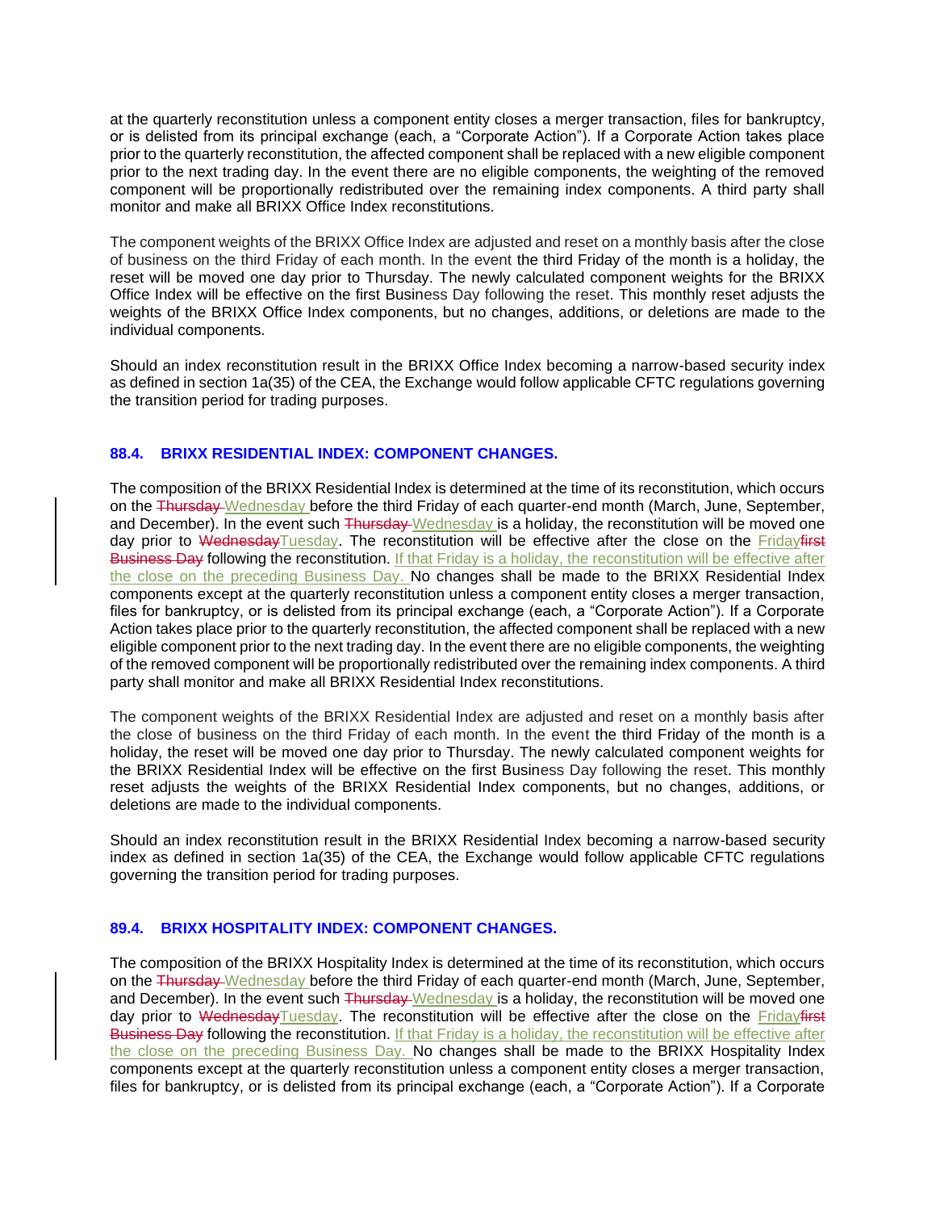at the quarterly reconstitution unless a component entity closes a merger transaction, files for bankruptcy, or is delisted from its principal exchange (each, a "Corporate Action"). If a Corporate Action takes place prior to the quarterly reconstitution, the affected component shall be replaced with a new eligible component prior to the next trading day. In the event there are no eligible components, the weighting of the removed component will be proportionally redistributed over the remaining index components. A third party shall monitor and make all BRIXX Office Index reconstitutions.

The component weights of the BRIXX Office Index are adjusted and reset on a monthly basis after the close of business on the third Friday of each month. In the event the third Friday of the month is a holiday, the reset will be moved one day prior to Thursday. The newly calculated component weights for the BRIXX Office Index will be effective on the first Business Day following the reset. This monthly reset adjusts the weights of the BRIXX Office Index components, but no changes, additions, or deletions are made to the individual components.

Should an index reconstitution result in the BRIXX Office Index becoming a narrow-based security index as defined in section 1a(35) of the CEA, the Exchange would follow applicable CFTC regulations governing the transition period for trading purposes.

### 88.4. BRIXX RESIDENTIAL INDEX: COMPONENT CHANGES.

The composition of the BRIXX Residential Index is determined at the time of its reconstitution, which occurs on the ~~Thursday~~ Wednesday before the third Friday of each quarter-end month (March, June, September, and December). In the event such ~~Thursday~~ Wednesday is a holiday, the reconstitution will be moved one day prior to ~~Wednesday~~Tuesday. The reconstitution will be effective after the close on the Friday~~first Business Day~~ following the reconstitution. If that Friday is a holiday, the reconstitution will be effective after the close on the preceding Business Day. No changes shall be made to the BRIXX Residential Index components except at the quarterly reconstitution unless a component entity closes a merger transaction, files for bankruptcy, or is delisted from its principal exchange (each, a "Corporate Action"). If a Corporate Action takes place prior to the quarterly reconstitution, the affected component shall be replaced with a new eligible component prior to the next trading day. In the event there are no eligible components, the weighting of the removed component will be proportionally redistributed over the remaining index components. A third party shall monitor and make all BRIXX Residential Index reconstitutions.

The component weights of the BRIXX Residential Index are adjusted and reset on a monthly basis after the close of business on the third Friday of each month. In the event the third Friday of the month is a holiday, the reset will be moved one day prior to Thursday. The newly calculated component weights for the BRIXX Residential Index will be effective on the first Business Day following the reset. This monthly reset adjusts the weights of the BRIXX Residential Index components, but no changes, additions, or deletions are made to the individual components.

Should an index reconstitution result in the BRIXX Residential Index becoming a narrow-based security index as defined in section 1a(35) of the CEA, the Exchange would follow applicable CFTC regulations governing the transition period for trading purposes.

### 89.4. BRIXX HOSPITALITY INDEX: COMPONENT CHANGES.

The composition of the BRIXX Hospitality Index is determined at the time of its reconstitution, which occurs on the ~~Thursday~~ Wednesday before the third Friday of each quarter-end month (March, June, September, and December). In the event such ~~Thursday~~ Wednesday is a holiday, the reconstitution will be moved one day prior to ~~Wednesday~~Tuesday. The reconstitution will be effective after the close on the Friday~~first Business Day~~ following the reconstitution. If that Friday is a holiday, the reconstitution will be effective after the close on the preceding Business Day. No changes shall be made to the BRIXX Hospitality Index components except at the quarterly reconstitution unless a component entity closes a merger transaction, files for bankruptcy, or is delisted from its principal exchange (each, a "Corporate Action"). If a Corporate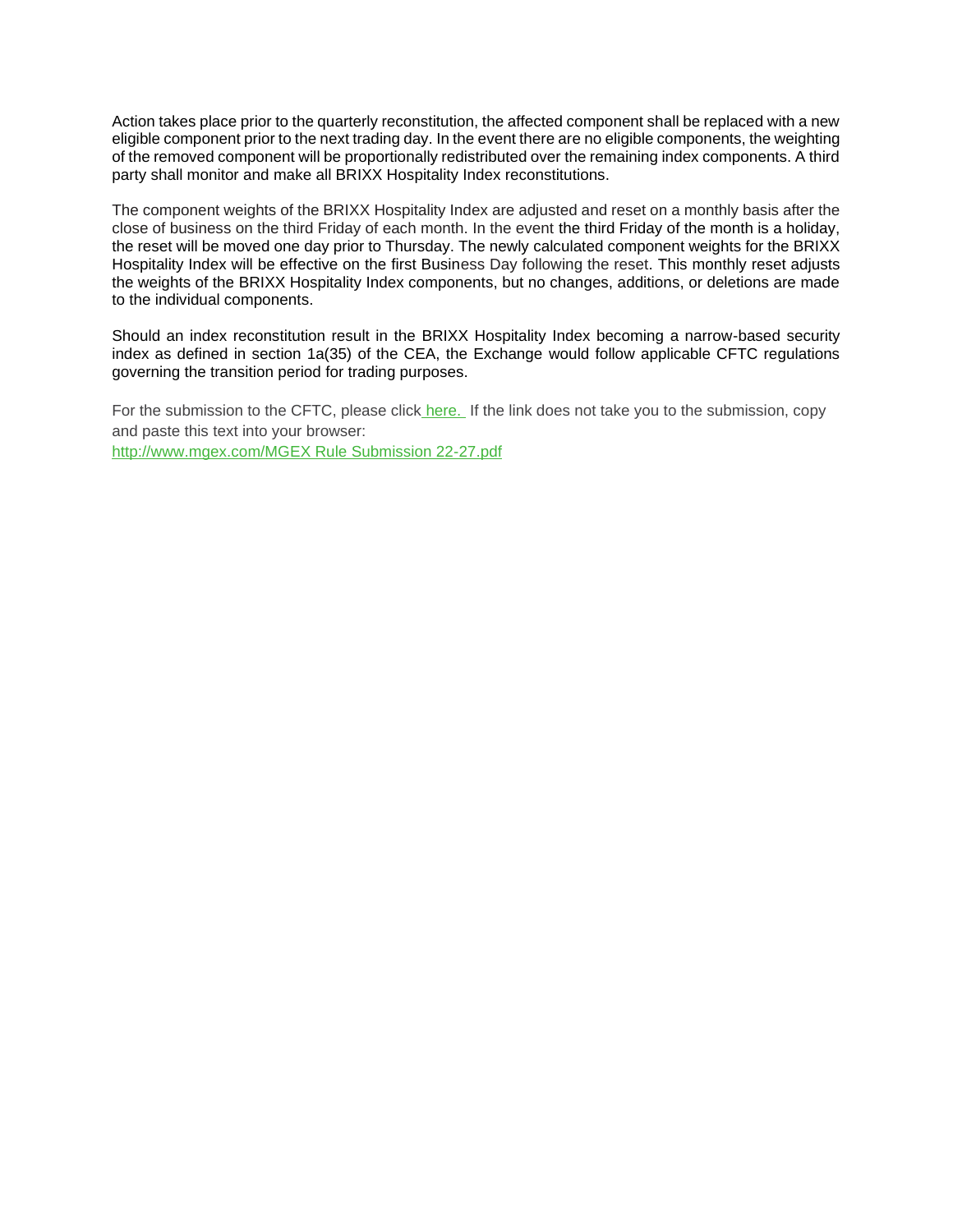Action takes place prior to the quarterly reconstitution, the affected component shall be replaced with a new eligible component prior to the next trading day. In the event there are no eligible components, the weighting of the removed component will be proportionally redistributed over the remaining index components. A third party shall monitor and make all BRIXX Hospitality Index reconstitutions.

The component weights of the BRIXX Hospitality Index are adjusted and reset on a monthly basis after the close of business on the third Friday of each month. In the event the third Friday of the month is a holiday, the reset will be moved one day prior to Thursday. The newly calculated component weights for the BRIXX Hospitality Index will be effective on the first Business Day following the reset. This monthly reset adjusts the weights of the BRIXX Hospitality Index components, but no changes, additions, or deletions are made to the individual components.

Should an index reconstitution result in the BRIXX Hospitality Index becoming a narrow-based security index as defined in section 1a(35) of the CEA, the Exchange would follow applicable CFTC regulations governing the transition period for trading purposes.

For the submission to the CFTC, please click [here.](http://www.mgex.com/MGEX%20Rule%20Submission%2022-27.pdf) If the link does not take you to the submission, copy and paste this text into your browser:
http://www.mgex.com/MGEX Rule Submission 22-27.pdf